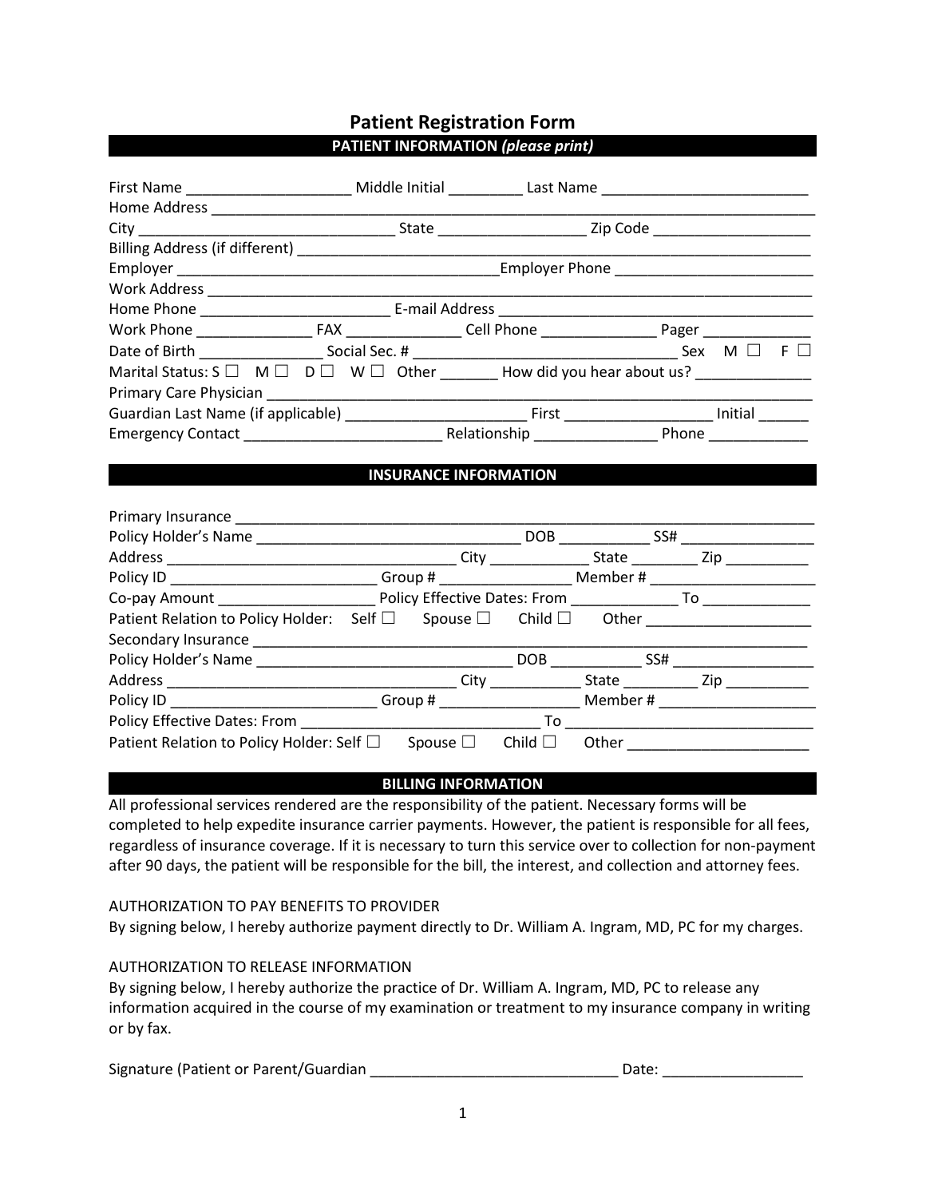# Patient Registration Form

## PATIENT INFORMATION *(please print)*

First Name ____________________ Middle Initial _________ Last Name _________________________

Home Address ______________________________________________________________________________

City _______________________________ State _________________ Zip Code ___________________

Billing Address (if different) ____________________________________________________________

Employer _______________________________________Employer Phone ________________________

Work Address ______________________________________________________________________________

Home Phone ______________________ E-mail Address _______________________________________

Work Phone ______________ FAX ______________ Cell Phone ______________ Pager _____________

Date of Birth _______________ Social Sec. # _________________________________ Sex M ☐ F ☐

Marital Status: S ☐ M ☐ D ☐ W ☐ Other _______ How did you hear about us? ______________

Primary Care Physician ____________________________________________________________________

Guardian Last Name (if applicable) ______________________ First __________________ Initial ______

Emergency Contact ________________________ Relationship _______________ Phone ____________

## INSURANCE INFORMATION

Primary Insurance _________________________________________________________________________

Policy Holder's Name __________________________________ DOB ___________ SS# ________________

Address _________________________________ City ____________ State ________ Zip __________

Policy ID _________________________ Group # _______________ Member # _____________________

Co-pay Amount ___________________ Policy Effective Dates: From _____________ To _____________

Patient Relation to Policy Holder: Self ☐ Spouse ☐ Child ☐ Other ____________________

Secondary Insurance _______________________________________________________________________

Policy Holder's Name ________________________________ DOB ___________ SS# _________________

Address _________________________________ City ___________ State _________ Zip __________

Policy ID _________________________ Group # ________________ Member # ___________________

Policy Effective Dates: From _____________________________ To _______________________________

Patient Relation to Policy Holder: Self ☐ Spouse ☐ Child ☐ Other ______________________

## BILLING INFORMATION

All professional services rendered are the responsibility of the patient. Necessary forms will be completed to help expedite insurance carrier payments. However, the patient is responsible for all fees, regardless of insurance coverage. If it is necessary to turn this service over to collection for non-payment after 90 days, the patient will be responsible for the bill, the interest, and collection and attorney fees.

AUTHORIZATION TO PAY BENEFITS TO PROVIDER

By signing below, I hereby authorize payment directly to Dr. William A. Ingram, MD, PC for my charges.

AUTHORIZATION TO RELEASE INFORMATION

By signing below, I hereby authorize the practice of Dr. William A. Ingram, MD, PC to release any information acquired in the course of my examination or treatment to my insurance company in writing or by fax.

Signature (Patient or Parent/Guardian ______________________________ Date: _________________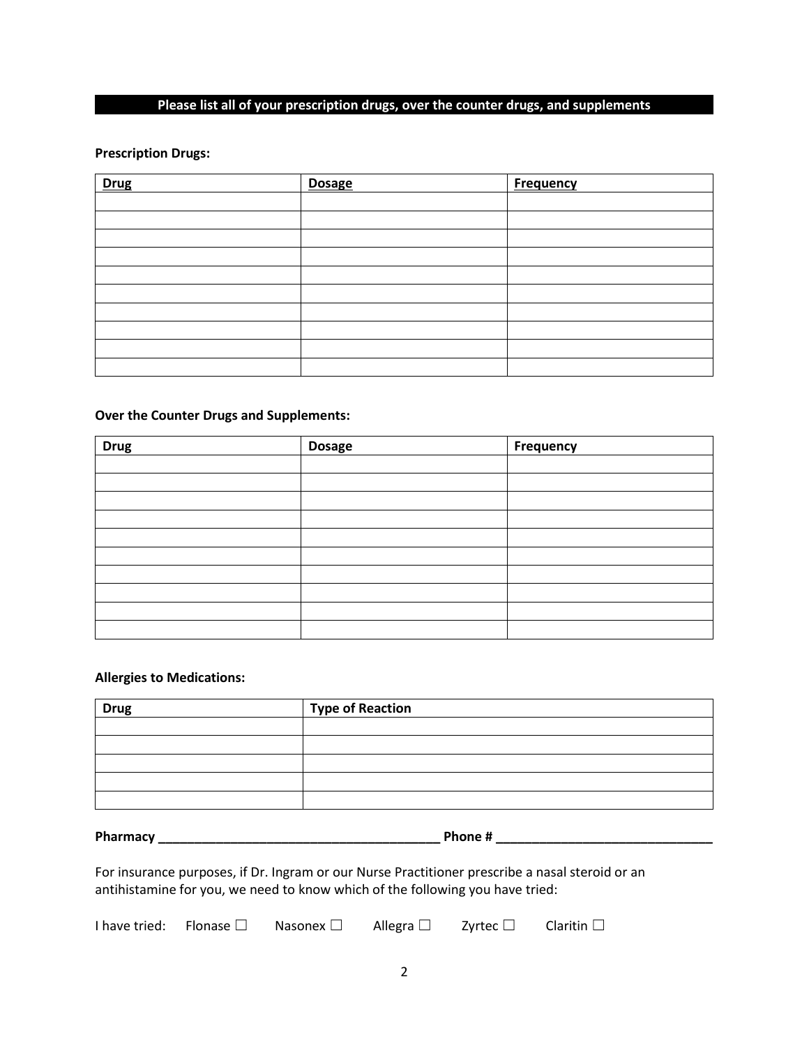## Please list all of your prescription drugs, over the counter drugs, and supplements

**Prescription Drugs:**

| Drug | Dosage | Frequency |
|---|---|---|
| | | |
| | | |
| | | |
| | | |
| | | |
| | | |
| | | |
| | | |
| | | |
| | | |

**Over the Counter Drugs and Supplements:**

| Drug | Dosage | Frequency |
|---|---|---|
| | | |
| | | |
| | | |
| | | |
| | | |
| | | |
| | | |
| | | |
| | | |
| | | |

**Allergies to Medications:**

| Drug | Type of Reaction |
|---|---|
| | |
| | |
| | |
| | |
| | |

**Pharmacy ________________________________________ Phone # ______________________________**

For insurance purposes, if Dr. Ingram or our Nurse Practitioner prescribe a nasal steroid or an antihistamine for you, we need to know which of the following you have tried:

I have tried: Flonase ☐ Nasonex ☐ Allegra ☐ Zyrtec ☐ Claritin ☐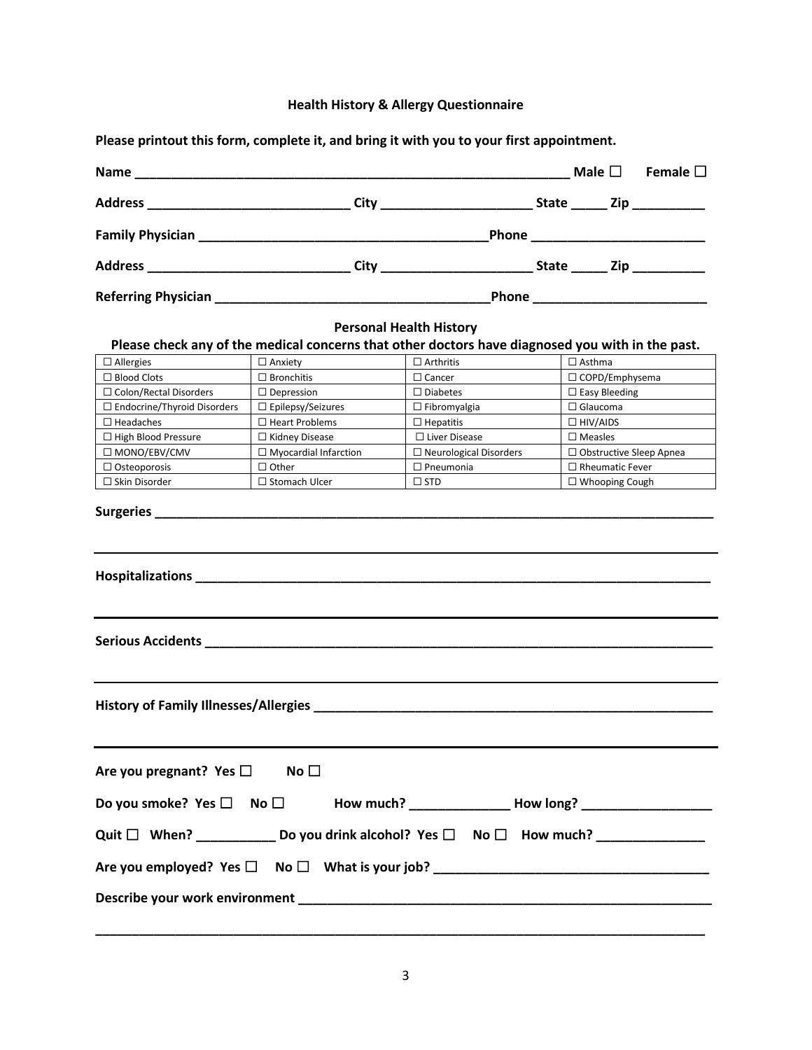## Health History & Allergy Questionnaire

**Please printout this form, complete it, and bring it with you to your first appointment.**

**Name** ___________________________________________________________ **Male ☐ Female ☐**

**Address** ___________________________ **City** ____________________ **State** _____ **Zip** __________

**Family Physician** ______________________________________**Phone** _______________________

**Address** ___________________________ **City** ____________________ **State** _____ **Zip** __________

**Referring Physician** ____________________________________**Phone** _______________________

### Personal Health History

**Please check any of the medical concerns that other doctors have diagnosed you with in the past.**

| | | | |
|---|---|---|---|
| ☐ Allergies | ☐ Anxiety | ☐ Arthritis | ☐ Asthma |
| ☐ Blood Clots | ☐ Bronchitis | ☐ Cancer | ☐ COPD/Emphysema |
| ☐ Colon/Rectal Disorders | ☐ Depression | ☐ Diabetes | ☐ Easy Bleeding |
| ☐ Endocrine/Thyroid Disorders | ☐ Epilepsy/Seizures | ☐ Fibromyalgia | ☐ Glaucoma |
| ☐ Headaches | ☐ Heart Problems | ☐ Hepatitis | ☐ HIV/AIDS |
| ☐ High Blood Pressure | ☐ Kidney Disease | ☐ Liver Disease | ☐ Measles |
| ☐ MONO/EBV/CMV | ☐ Myocardial Infarction | ☐ Neurological Disorders | ☐ Obstructive Sleep Apnea |
| ☐ Osteoporosis | ☐ Other | ☐ Pneumonia | ☐ Rheumatic Fever |
| ☐ Skin Disorder | ☐ Stomach Ulcer | ☐ STD | ☐ Whooping Cough |

**Surgeries** ___________________________________________________________________________

_____________________________________________________________________________________

**Hospitalizations** ______________________________________________________________________

_____________________________________________________________________________________

**Serious Accidents** _____________________________________________________________________

_____________________________________________________________________________________

**History of Family Illnesses/Allergies** ______________________________________________________

_____________________________________________________________________________________

**Are you pregnant? Yes ☐ No ☐**

**Do you smoke? Yes ☐ No ☐ How much?** ______________ **How long?** __________________

**Quit ☐ When?** ___________ **Do you drink alcohol? Yes ☐ No ☐ How much?** _______________

**Are you employed? Yes ☐ No ☐ What is your job?** _____________________________________

**Describe your work environment** ___________________________________________________

_____________________________________________________________________________________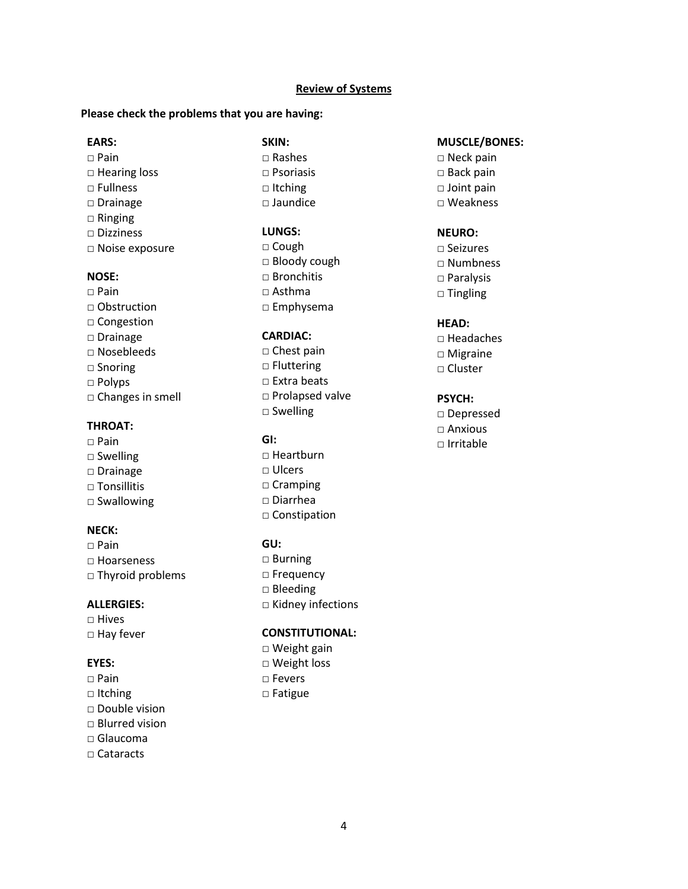## Review of Systems

**Please check the problems that you are having:**

**EARS:**
- □ Pain
- □ Hearing loss
- □ Fullness
- □ Drainage
- □ Ringing
- □ Dizziness
- □ Noise exposure

**NOSE:**
- □ Pain
- □ Obstruction
- □ Congestion
- □ Drainage
- □ Nosebleeds
- □ Snoring
- □ Polyps
- □ Changes in smell

**THROAT:**
- □ Pain
- □ Swelling
- □ Drainage
- □ Tonsillitis
- □ Swallowing

**NECK:**
- □ Pain
- □ Hoarseness
- □ Thyroid problems

**ALLERGIES:**
- □ Hives
- □ Hay fever

**EYES:**
- □ Pain
- □ Itching
- □ Double vision
- □ Blurred vision
- □ Glaucoma
- □ Cataracts

**SKIN:**
- □ Rashes
- □ Psoriasis
- □ Itching
- □ Jaundice

**LUNGS:**
- □ Cough
- □ Bloody cough
- □ Bronchitis
- □ Asthma
- □ Emphysema

**CARDIAC:**
- □ Chest pain
- □ Fluttering
- □ Extra beats
- □ Prolapsed valve
- □ Swelling

**GI:**
- □ Heartburn
- □ Ulcers
- □ Cramping
- □ Diarrhea
- □ Constipation

**GU:**
- □ Burning
- □ Frequency
- □ Bleeding
- □ Kidney infections

**CONSTITUTIONAL:**
- □ Weight gain
- □ Weight loss
- □ Fevers
- □ Fatigue

**MUSCLE/BONES:**
- □ Neck pain
- □ Back pain
- □ Joint pain
- □ Weakness

**NEURO:**
- □ Seizures
- □ Numbness
- □ Paralysis
- □ Tingling

**HEAD:**
- □ Headaches
- □ Migraine
- □ Cluster

**PSYCH:**
- □ Depressed
- □ Anxious
- □ Irritable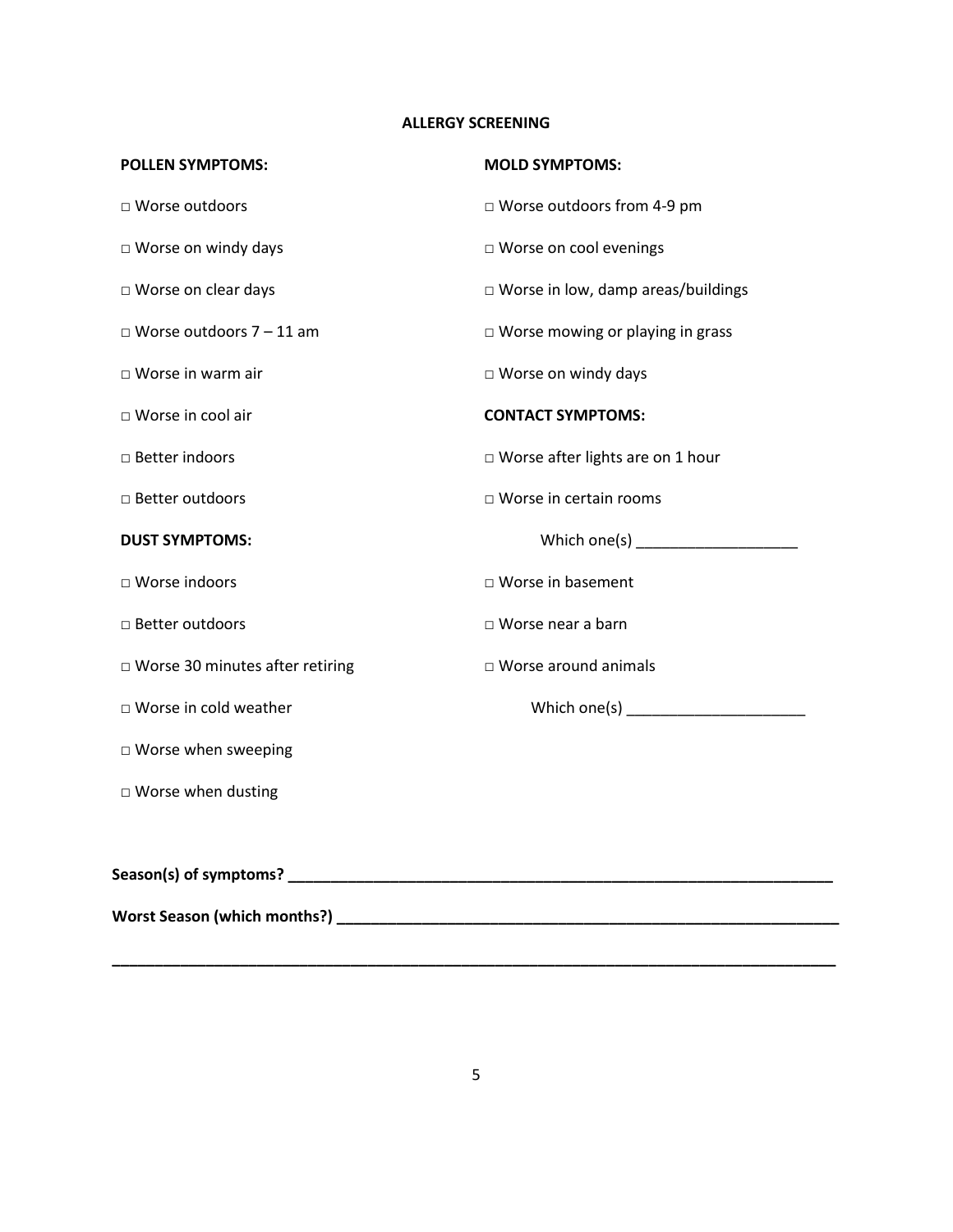## ALLERGY SCREENING

**POLLEN SYMPTOMS:**

□ Worse outdoors

□ Worse on windy days

□ Worse on clear days

□ Worse outdoors 7 – 11 am

□ Worse in warm air

□ Worse in cool air

□ Better indoors

□ Better outdoors

**DUST SYMPTOMS:**

□ Worse indoors

□ Better outdoors

□ Worse 30 minutes after retiring

□ Worse in cold weather

□ Worse when sweeping

□ Worse when dusting

**MOLD SYMPTOMS:**

□ Worse outdoors from 4-9 pm

□ Worse on cool evenings

□ Worse in low, damp areas/buildings

□ Worse mowing or playing in grass

□ Worse on windy days

**CONTACT SYMPTOMS:**

□ Worse after lights are on 1 hour

□ Worse in certain rooms

Which one(s) ___________________

□ Worse in basement

□ Worse near a barn

□ Worse around animals

Which one(s) _____________________

**Season(s) of symptoms? ________________________________________________________________**

**Worst Season (which months?) ____________________________________________________________**

**_____________________________________________________________________________________**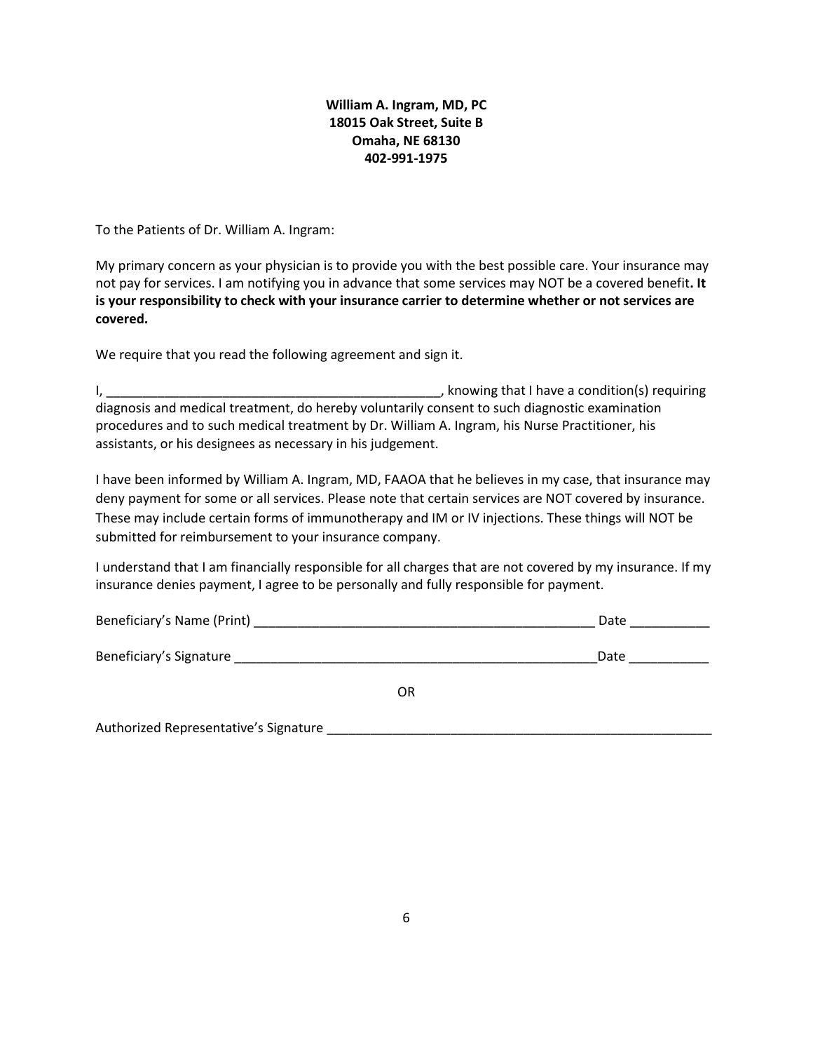**William A. Ingram, MD, PC**
**18015 Oak Street, Suite B**
**Omaha, NE 68130**
**402-991-1975**

To the Patients of Dr. William A. Ingram:

My primary concern as your physician is to provide you with the best possible care. Your insurance may not pay for services. I am notifying you in advance that some services may NOT be a covered benefit**. It is your responsibility to check with your insurance carrier to determine whether or not services are covered.**

We require that you read the following agreement and sign it.

I, _______________________________________________, knowing that I have a condition(s) requiring diagnosis and medical treatment, do hereby voluntarily consent to such diagnostic examination procedures and to such medical treatment by Dr. William A. Ingram, his Nurse Practitioner, his assistants, or his designees as necessary in his judgement.

I have been informed by William A. Ingram, MD, FAAOA that he believes in my case, that insurance may deny payment for some or all services. Please note that certain services are NOT covered by insurance. These may include certain forms of immunotherapy and IM or IV injections. These things will NOT be submitted for reimbursement to your insurance company.

I understand that I am financially responsible for all charges that are not covered by my insurance. If my insurance denies payment, I agree to be personally and fully responsible for payment.

Beneficiary's Name (Print) _________________________________________________ Date ___________

Beneficiary's Signature _____________________________________________________Date ___________

OR

Authorized Representative's Signature _______________________________________________________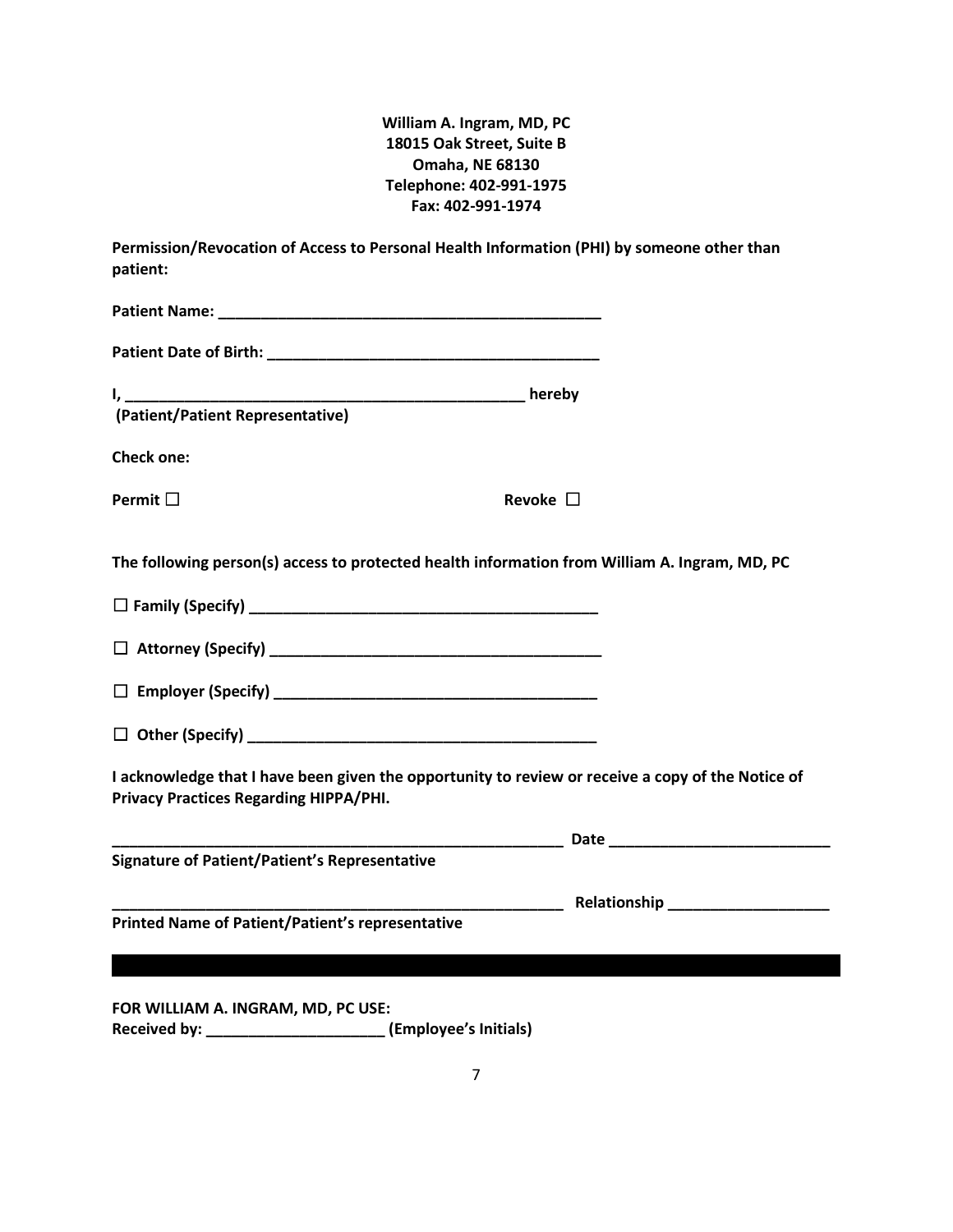**William A. Ingram, MD, PC**
**18015 Oak Street, Suite B**
**Omaha, NE 68130**
**Telephone: 402-991-1975**
**Fax: 402-991-1974**

**Permission/Revocation of Access to Personal Health Information (PHI) by someone other than patient:**

**Patient Name: _____________________________________________**

**Patient Date of Birth: _______________________________________**

**I, ______________________________________________ hereby**
**(Patient/Patient Representative)**

**Check one:**

**Permit ☐** **Revoke ☐**

**The following person(s) access to protected health information from William A. Ingram, MD, PC**

**☐ Family (Specify) __________________________________________**

**☐ Attorney (Specify) ________________________________________**

**☐ Employer (Specify) _______________________________________**

**☐ Other (Specify) __________________________________________**

**I acknowledge that I have been given the opportunity to review or receive a copy of the Notice of Privacy Practices Regarding HIPPA/PHI.**

**______________________________________________________ Date __________________________**
**Signature of Patient/Patient's Representative**

**______________________________________________________ Relationship ___________________**
**Printed Name of Patient/Patient's representative**

---

**FOR WILLIAM A. INGRAM, MD, PC USE:**
**Received by: _____________________ (Employee's Initials)**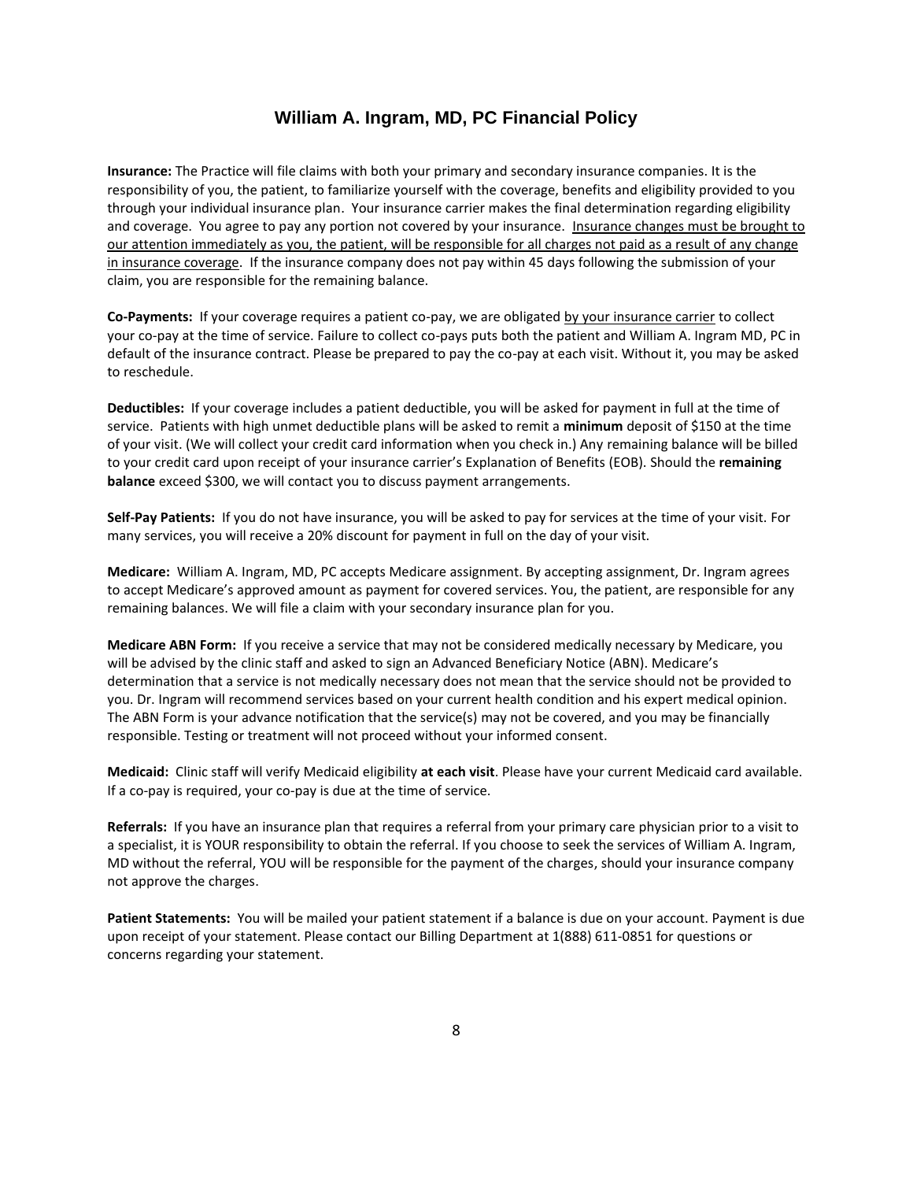# William A. Ingram, MD, PC Financial Policy

**Insurance:** The Practice will file claims with both your primary and secondary insurance companies. It is the responsibility of you, the patient, to familiarize yourself with the coverage, benefits and eligibility provided to you through your individual insurance plan. Your insurance carrier makes the final determination regarding eligibility and coverage. You agree to pay any portion not covered by your insurance. <u>Insurance changes must be brought to our attention immediately as you, the patient, will be responsible for all charges not paid as a result of any change in insurance coverage</u>. If the insurance company does not pay within 45 days following the submission of your claim, you are responsible for the remaining balance.

**Co-Payments:** If your coverage requires a patient co-pay, we are obligated <u>by your insurance carrier</u> to collect your co-pay at the time of service. Failure to collect co-pays puts both the patient and William A. Ingram MD, PC in default of the insurance contract. Please be prepared to pay the co-pay at each visit. Without it, you may be asked to reschedule.

**Deductibles:** If your coverage includes a patient deductible, you will be asked for payment in full at the time of service. Patients with high unmet deductible plans will be asked to remit a **minimum** deposit of $150 at the time of your visit. (We will collect your credit card information when you check in.) Any remaining balance will be billed to your credit card upon receipt of your insurance carrier's Explanation of Benefits (EOB). Should the **remaining balance** exceed $300, we will contact you to discuss payment arrangements.

**Self-Pay Patients:** If you do not have insurance, you will be asked to pay for services at the time of your visit. For many services, you will receive a 20% discount for payment in full on the day of your visit.

**Medicare:** William A. Ingram, MD, PC accepts Medicare assignment. By accepting assignment, Dr. Ingram agrees to accept Medicare's approved amount as payment for covered services. You, the patient, are responsible for any remaining balances. We will file a claim with your secondary insurance plan for you.

**Medicare ABN Form:** If you receive a service that may not be considered medically necessary by Medicare, you will be advised by the clinic staff and asked to sign an Advanced Beneficiary Notice (ABN). Medicare's determination that a service is not medically necessary does not mean that the service should not be provided to you. Dr. Ingram will recommend services based on your current health condition and his expert medical opinion. The ABN Form is your advance notification that the service(s) may not be covered, and you may be financially responsible. Testing or treatment will not proceed without your informed consent.

**Medicaid:** Clinic staff will verify Medicaid eligibility **at each visit**. Please have your current Medicaid card available. If a co-pay is required, your co-pay is due at the time of service.

**Referrals:** If you have an insurance plan that requires a referral from your primary care physician prior to a visit to a specialist, it is YOUR responsibility to obtain the referral. If you choose to seek the services of William A. Ingram, MD without the referral, YOU will be responsible for the payment of the charges, should your insurance company not approve the charges.

**Patient Statements:** You will be mailed your patient statement if a balance is due on your account. Payment is due upon receipt of your statement. Please contact our Billing Department at 1(888) 611-0851 for questions or concerns regarding your statement.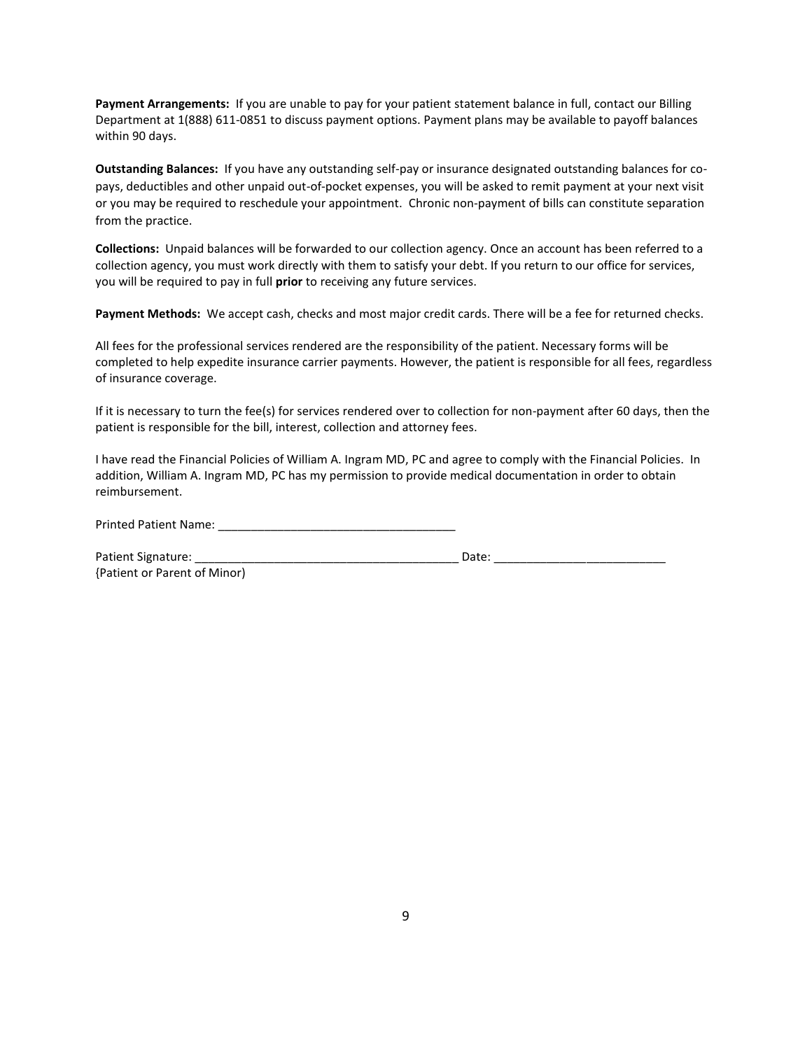**Payment Arrangements:** If you are unable to pay for your patient statement balance in full, contact our Billing Department at 1(888) 611-0851 to discuss payment options. Payment plans may be available to payoff balances within 90 days.

**Outstanding Balances:** If you have any outstanding self-pay or insurance designated outstanding balances for co-pays, deductibles and other unpaid out-of-pocket expenses, you will be asked to remit payment at your next visit or you may be required to reschedule your appointment. Chronic non-payment of bills can constitute separation from the practice.

**Collections:** Unpaid balances will be forwarded to our collection agency. Once an account has been referred to a collection agency, you must work directly with them to satisfy your debt. If you return to our office for services, you will be required to pay in full **prior** to receiving any future services.

**Payment Methods:** We accept cash, checks and most major credit cards. There will be a fee for returned checks.

All fees for the professional services rendered are the responsibility of the patient. Necessary forms will be completed to help expedite insurance carrier payments. However, the patient is responsible for all fees, regardless of insurance coverage.

If it is necessary to turn the fee(s) for services rendered over to collection for non-payment after 60 days, then the patient is responsible for the bill, interest, collection and attorney fees.

I have read the Financial Policies of William A. Ingram MD, PC and agree to comply with the Financial Policies. In addition, William A. Ingram MD, PC has my permission to provide medical documentation in order to obtain reimbursement.

Printed Patient Name: ____________________________________

Patient Signature: ________________________________________ Date: __________________________
{Patient or Parent of Minor)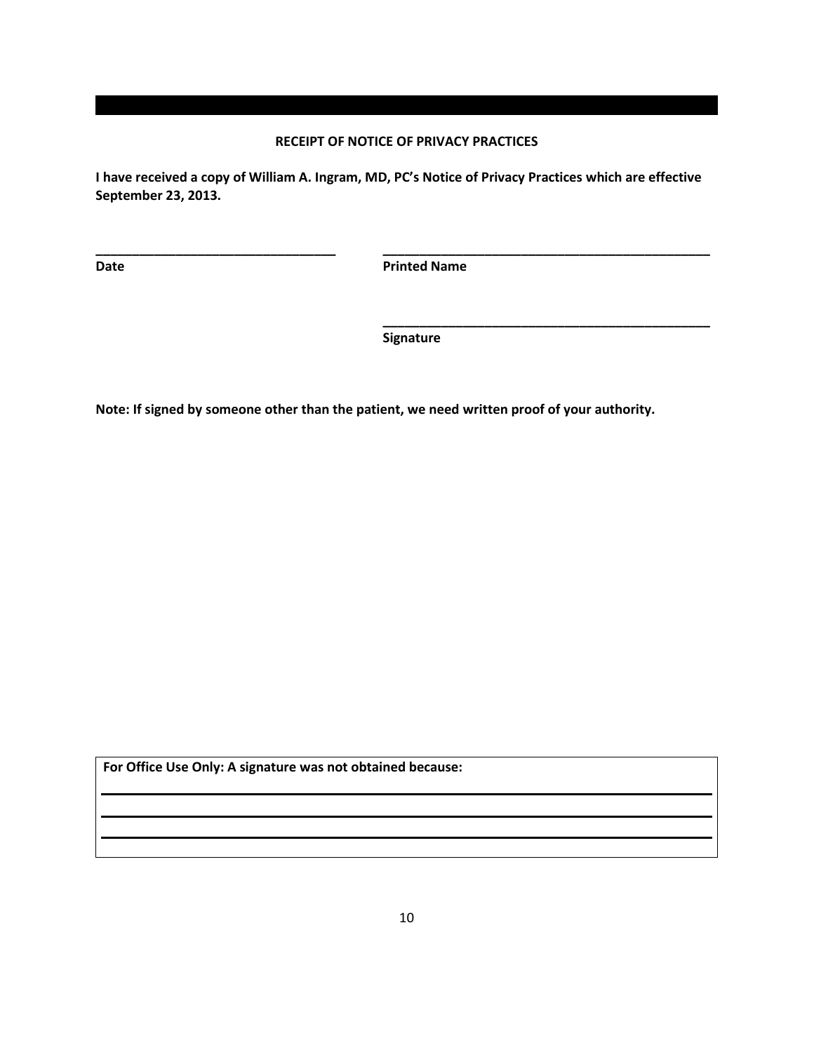**RECEIPT OF NOTICE OF PRIVACY PRACTICES**

**I have received a copy of William A. Ingram, MD, PC's Notice of Privacy Practices which are effective September 23, 2013.**

_______________________________ **Date**

_______________________________________________ **Printed Name**

_______________________________________________ **Signature**

**Note: If signed by someone other than the patient, we need written proof of your authority.**

**For Office Use Only: A signature was not obtained because:**

_______________________________________________________________________________

_______________________________________________________________________________

_______________________________________________________________________________